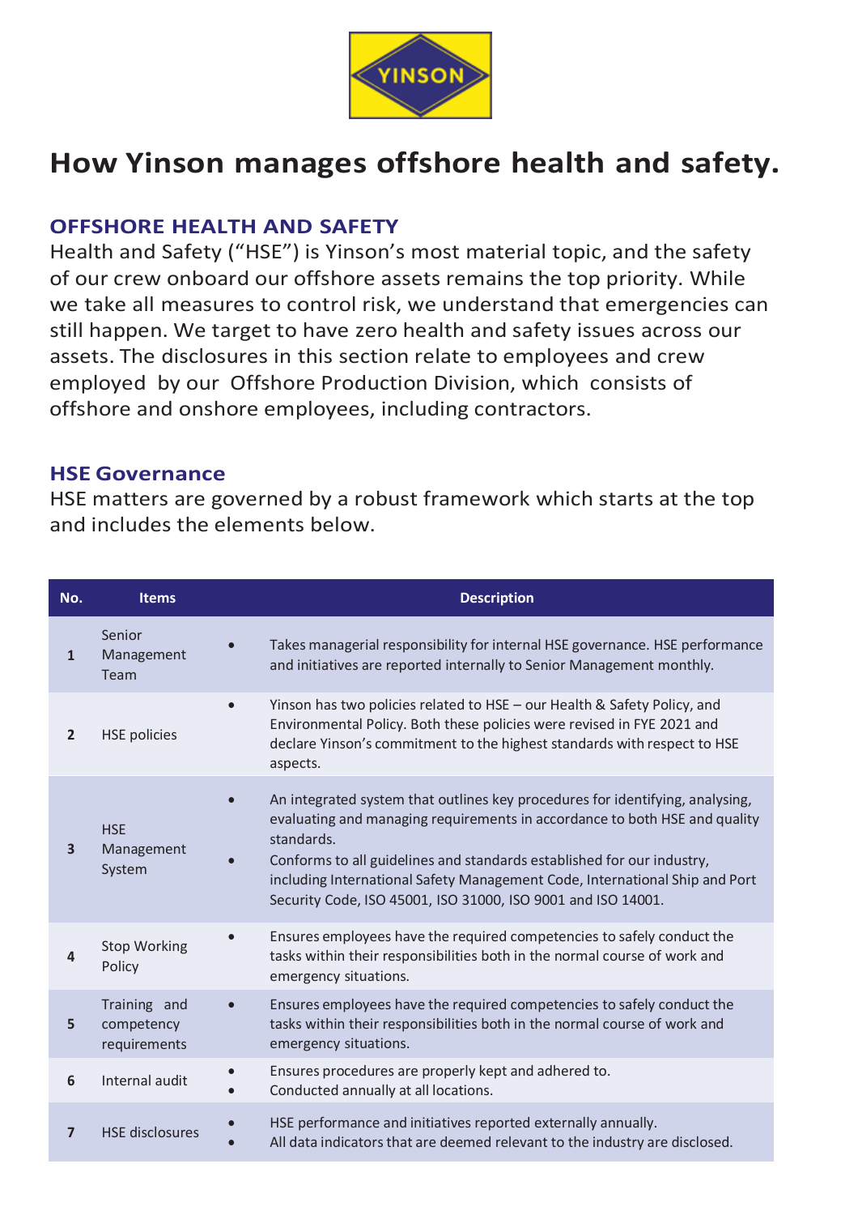# How Yinson manages offshore health and safety.

## OFFSHORE HEALTH AND SAFETY

Health and Safety ("HSE") is Yinson's most material topic, and the safety of our crew onboard our offshore assets remains the top priority. While we take all measures to control risk, we understand that emergencies can still happen. We target to have zero health and safety issues across our assets. The disclosures in this section relate to employees and crew employed by our Offshore Production Division, which consists of offshore and onshore employees, including contractors.

## HSE Governance

HSE matters are governed by a robust framework which starts at the top and includes the elements below.

| No. | Items | Description |
|---|---|---|
| 1 | Senior Management Team | • Takes managerial responsibility for internal HSE governance. HSE performance and initiatives are reported internally to Senior Management monthly. |
| 2 | HSE policies | • Yinson has two policies related to HSE – our Health & Safety Policy, and Environmental Policy. Both these policies were revised in FYE 2021 and declare Yinson's commitment to the highest standards with respect to HSE aspects. |
| 3 | HSE Management System | • An integrated system that outlines key procedures for identifying, analysing, evaluating and managing requirements in accordance to both HSE and quality standards.<br>• Conforms to all guidelines and standards established for our industry, including International Safety Management Code, International Ship and Port Security Code, ISO 45001, ISO 31000, ISO 9001 and ISO 14001. |
| 4 | Stop Working Policy | • Ensures employees have the required competencies to safely conduct the tasks within their responsibilities both in the normal course of work and emergency situations. |
| 5 | Training and competency requirements | • Ensures employees have the required competencies to safely conduct the tasks within their responsibilities both in the normal course of work and emergency situations. |
| 6 | Internal audit | • Ensures procedures are properly kept and adhered to.<br>• Conducted annually at all locations. |
| 7 | HSE disclosures | • HSE performance and initiatives reported externally annually.<br>• All data indicators that are deemed relevant to the industry are disclosed. |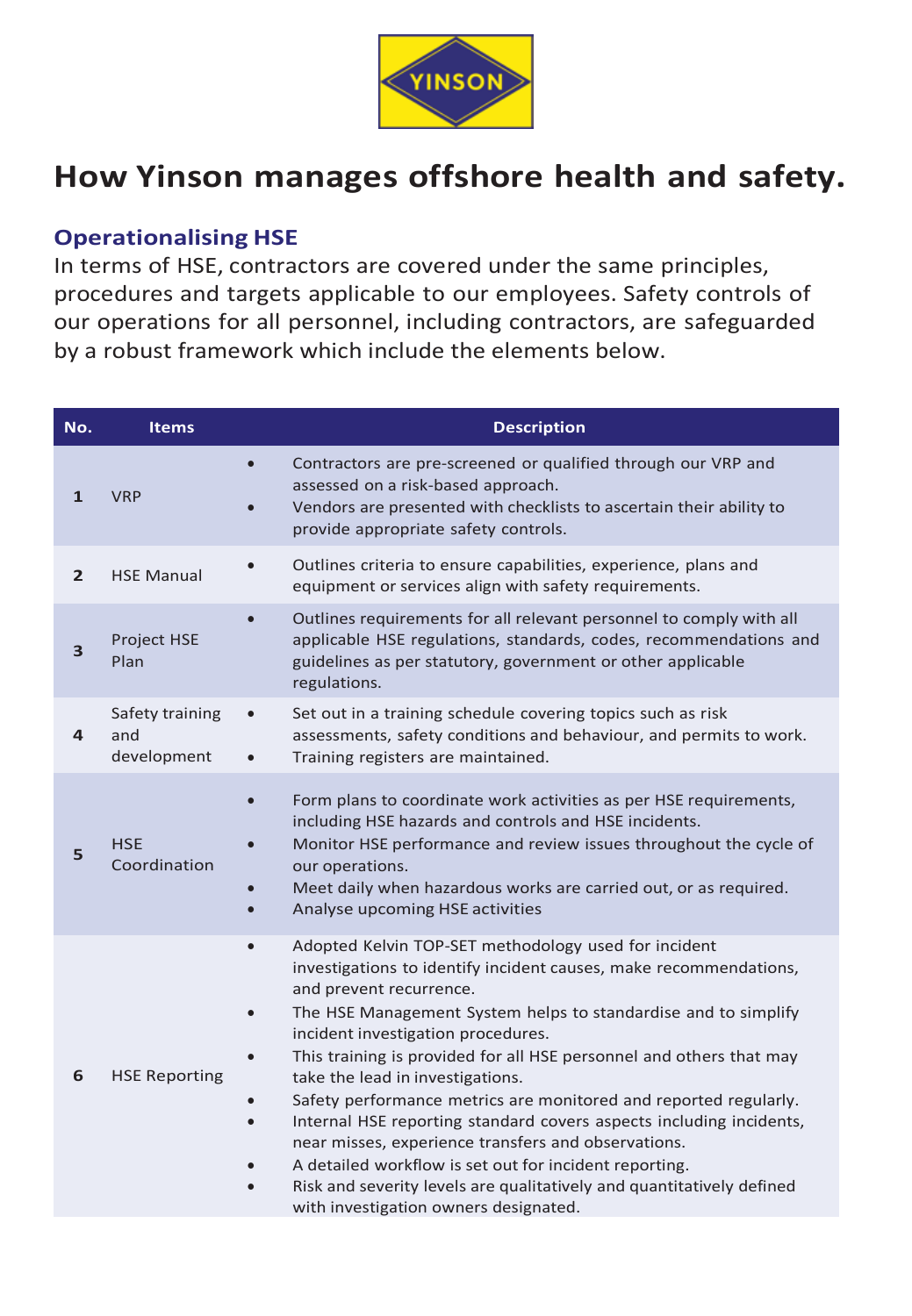# How Yinson manages offshore health and safety.

## Operationalising HSE

In terms of HSE, contractors are covered under the same principles, procedures and targets applicable to our employees. Safety controls of our operations for all personnel, including contractors, are safeguarded by a robust framework which include the elements below.

| No. | Items | Description |
|---|---|---|
| 1 | VRP | • Contractors are pre-screened or qualified through our VRP and assessed on a risk-based approach.<br>• Vendors are presented with checklists to ascertain their ability to provide appropriate safety controls. |
| 2 | HSE Manual | • Outlines criteria to ensure capabilities, experience, plans and equipment or services align with safety requirements. |
| 3 | Project HSE Plan | • Outlines requirements for all relevant personnel to comply with all applicable HSE regulations, standards, codes, recommendations and guidelines as per statutory, government or other applicable regulations. |
| 4 | Safety training and development | • Set out in a training schedule covering topics such as risk assessments, safety conditions and behaviour, and permits to work.<br>• Training registers are maintained. |
| 5 | HSE Coordination | • Form plans to coordinate work activities as per HSE requirements, including HSE hazards and controls and HSE incidents.<br>• Monitor HSE performance and review issues throughout the cycle of our operations.<br>• Meet daily when hazardous works are carried out, or as required.<br>• Analyse upcoming HSE activities |
| 6 | HSE Reporting | • Adopted Kelvin TOP-SET methodology used for incident investigations to identify incident causes, make recommendations, and prevent recurrence.<br>• The HSE Management System helps to standardise and to simplify incident investigation procedures.<br>• This training is provided for all HSE personnel and others that may take the lead in investigations.<br>• Safety performance metrics are monitored and reported regularly.<br>• Internal HSE reporting standard covers aspects including incidents, near misses, experience transfers and observations.<br>• A detailed workflow is set out for incident reporting.<br>• Risk and severity levels are qualitatively and quantitatively defined with investigation owners designated. |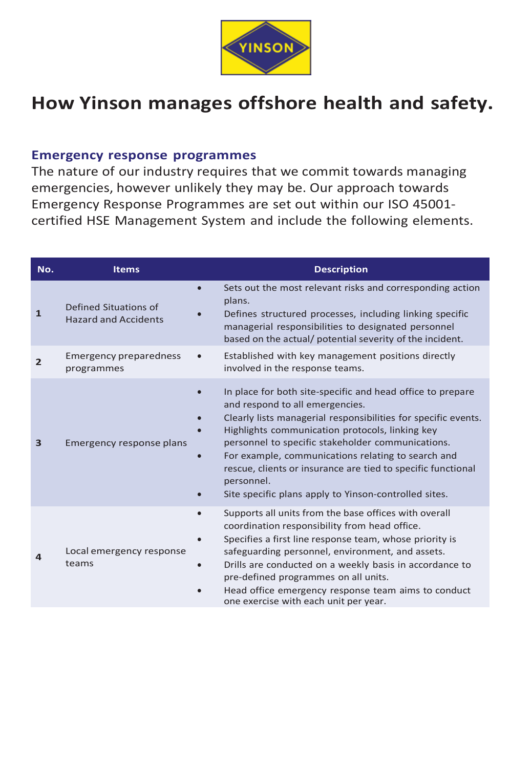# How Yinson manages offshore health and safety.

## Emergency response programmes

The nature of our industry requires that we commit towards managing emergencies, however unlikely they may be. Our approach towards Emergency Response Programmes are set out within our ISO 45001-certified HSE Management System and include the following elements.

| No. | Items | Description |
|---|---|---|
| 1 | Defined Situations of Hazard and Accidents | • Sets out the most relevant risks and corresponding action plans.<br>• Defines structured processes, including linking specific managerial responsibilities to designated personnel based on the actual/ potential severity of the incident. |
| 2 | Emergency preparedness programmes | • Established with key management positions directly involved in the response teams. |
| 3 | Emergency response plans | • In place for both site-specific and head office to prepare and respond to all emergencies.<br>• Clearly lists managerial responsibilities for specific events.<br>• Highlights communication protocols, linking key personnel to specific stakeholder communications.<br>• For example, communications relating to search and rescue, clients or insurance are tied to specific functional personnel.<br>• Site specific plans apply to Yinson-controlled sites. |
| 4 | Local emergency response teams | • Supports all units from the base offices with overall coordination responsibility from head office.<br>• Specifies a first line response team, whose priority is safeguarding personnel, environment, and assets.<br>• Drills are conducted on a weekly basis in accordance to pre-defined programmes on all units.<br>• Head office emergency response team aims to conduct one exercise with each unit per year. |